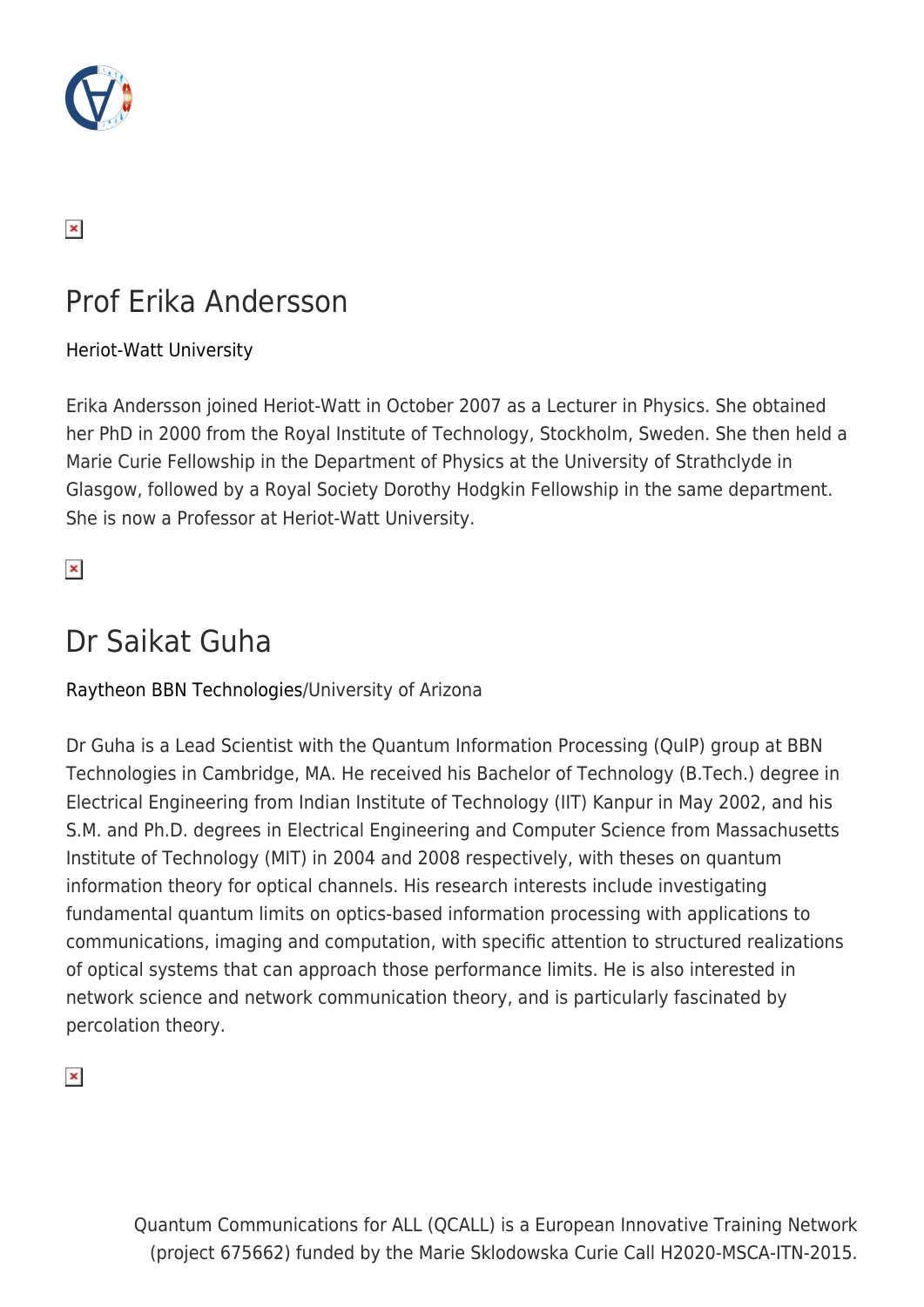## Prof Erika Andersson

Heriot-Watt University

Erika Andersson joined Heriot-Watt in October 2007 as a Lecturer in Physics. She obtained her PhD in 2000 from the Royal Institute of Technology, Stockholm, Sweden. She then held a Marie Curie Fellowship in the Department of Physics at the University of Strathclyde in Glasgow, followed by a Royal Society Dorothy Hodgkin Fellowship in the same department. She is now a Professor at Heriot-Watt University.

## Dr Saikat Guha

Raytheon BBN Technologies/University of Arizona

Dr Guha is a Lead Scientist with the Quantum Information Processing (QuIP) group at BBN Technologies in Cambridge, MA. He received his Bachelor of Technology (B.Tech.) degree in Electrical Engineering from Indian Institute of Technology (IIT) Kanpur in May 2002, and his S.M. and Ph.D. degrees in Electrical Engineering and Computer Science from Massachusetts Institute of Technology (MIT) in 2004 and 2008 respectively, with theses on quantum information theory for optical channels. His research interests include investigating fundamental quantum limits on optics-based information processing with applications to communications, imaging and computation, with specific attention to structured realizations of optical systems that can approach those performance limits. He is also interested in network science and network communication theory, and is particularly fascinated by percolation theory.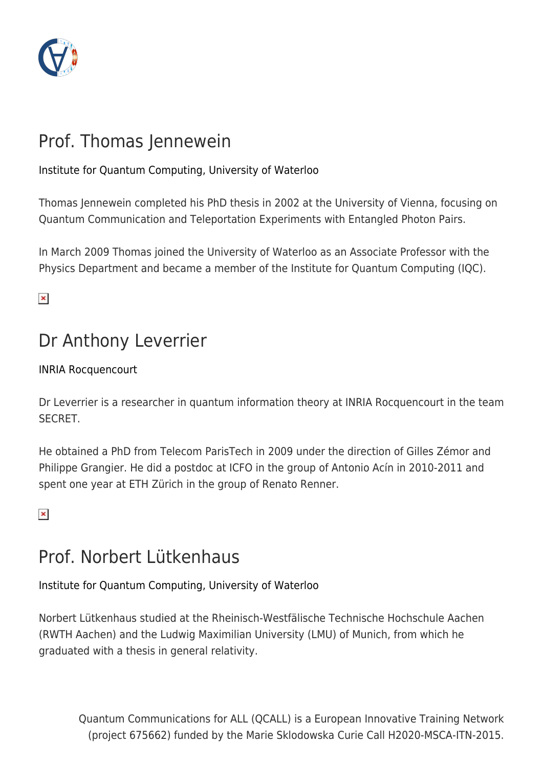## Prof. Thomas Jennewein

Institute for Quantum Computing, University of Waterloo

Thomas Jennewein completed his PhD thesis in 2002 at the University of Vienna, focusing on Quantum Communication and Teleportation Experiments with Entangled Photon Pairs.

In March 2009 Thomas joined the University of Waterloo as an Associate Professor with the Physics Department and became a member of the Institute for Quantum Computing (IQC).

## Dr Anthony Leverrier

INRIA Rocquencourt

Dr Leverrier is a researcher in quantum information theory at INRIA Rocquencourt in the team SECRET.

He obtained a PhD from Telecom ParisTech in 2009 under the direction of Gilles Zémor and Philippe Grangier. He did a postdoc at ICFO in the group of Antonio Acín in 2010-2011 and spent one year at ETH Zürich in the group of Renato Renner.

## Prof. Norbert Lütkenhaus

Institute for Quantum Computing, University of Waterloo

Norbert Lütkenhaus studied at the Rheinisch-Westfälische Technische Hochschule Aachen (RWTH Aachen) and the Ludwig Maximilian University (LMU) of Munich, from which he graduated with a thesis in general relativity.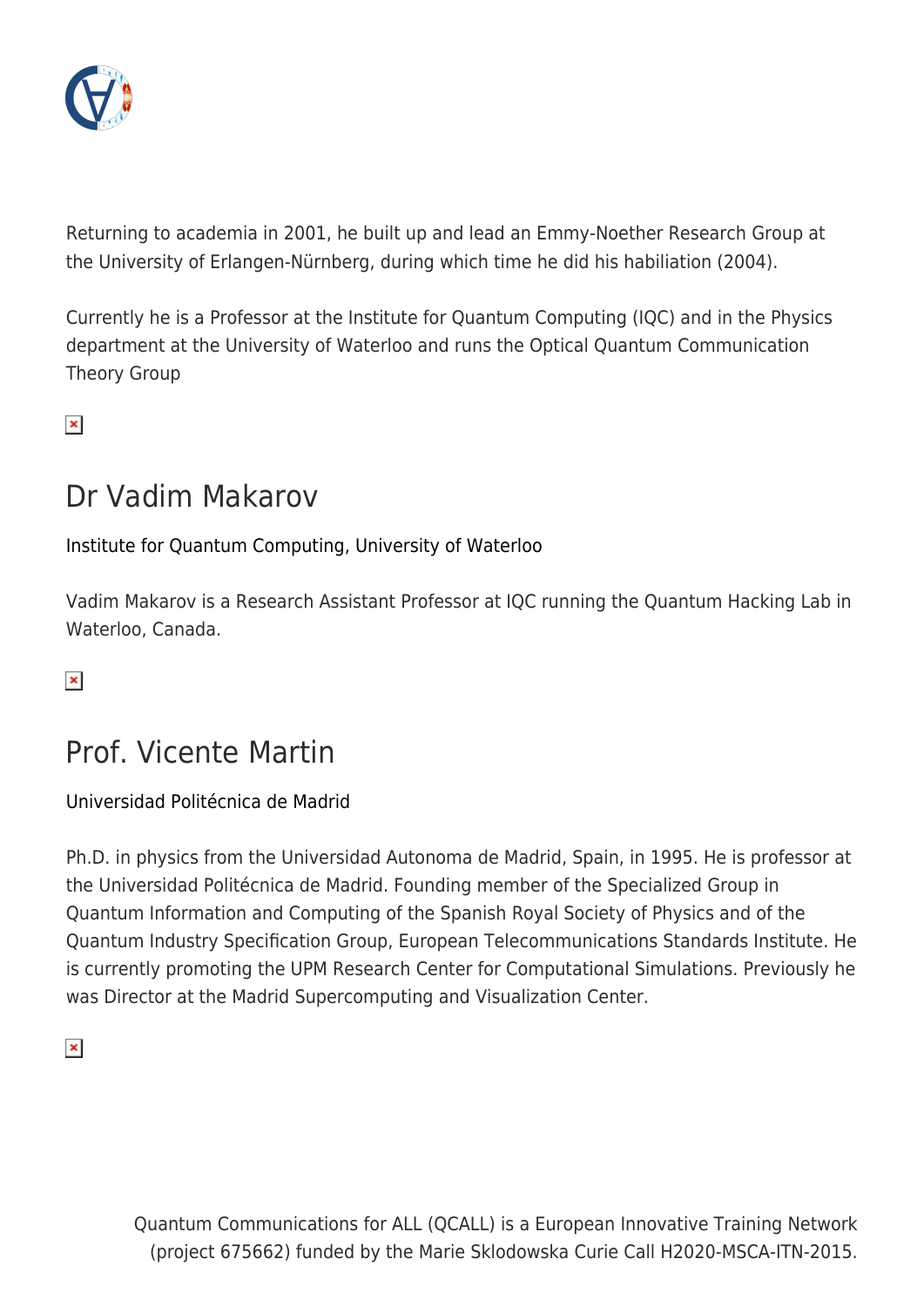Returning to academia in 2001, he built up and lead an Emmy-Noether Research Group at the University of Erlangen-Nürnberg, during which time he did his habiliation (2004).

Currently he is a Professor at the Institute for Quantum Computing (IQC) and in the Physics department at the University of Waterloo and runs the Optical Quantum Communication Theory Group

## Dr Vadim Makarov

Institute for Quantum Computing, University of Waterloo

Vadim Makarov is a Research Assistant Professor at IQC running the Quantum Hacking Lab in Waterloo, Canada.

## Prof. Vicente Martin

Universidad Politécnica de Madrid

Ph.D. in physics from the Universidad Autonoma de Madrid, Spain, in 1995. He is professor at the Universidad Politécnica de Madrid. Founding member of the Specialized Group in Quantum Information and Computing of the Spanish Royal Society of Physics and of the Quantum Industry Specification Group, European Telecommunications Standards Institute. He is currently promoting the UPM Research Center for Computational Simulations. Previously he was Director at the Madrid Supercomputing and Visualization Center.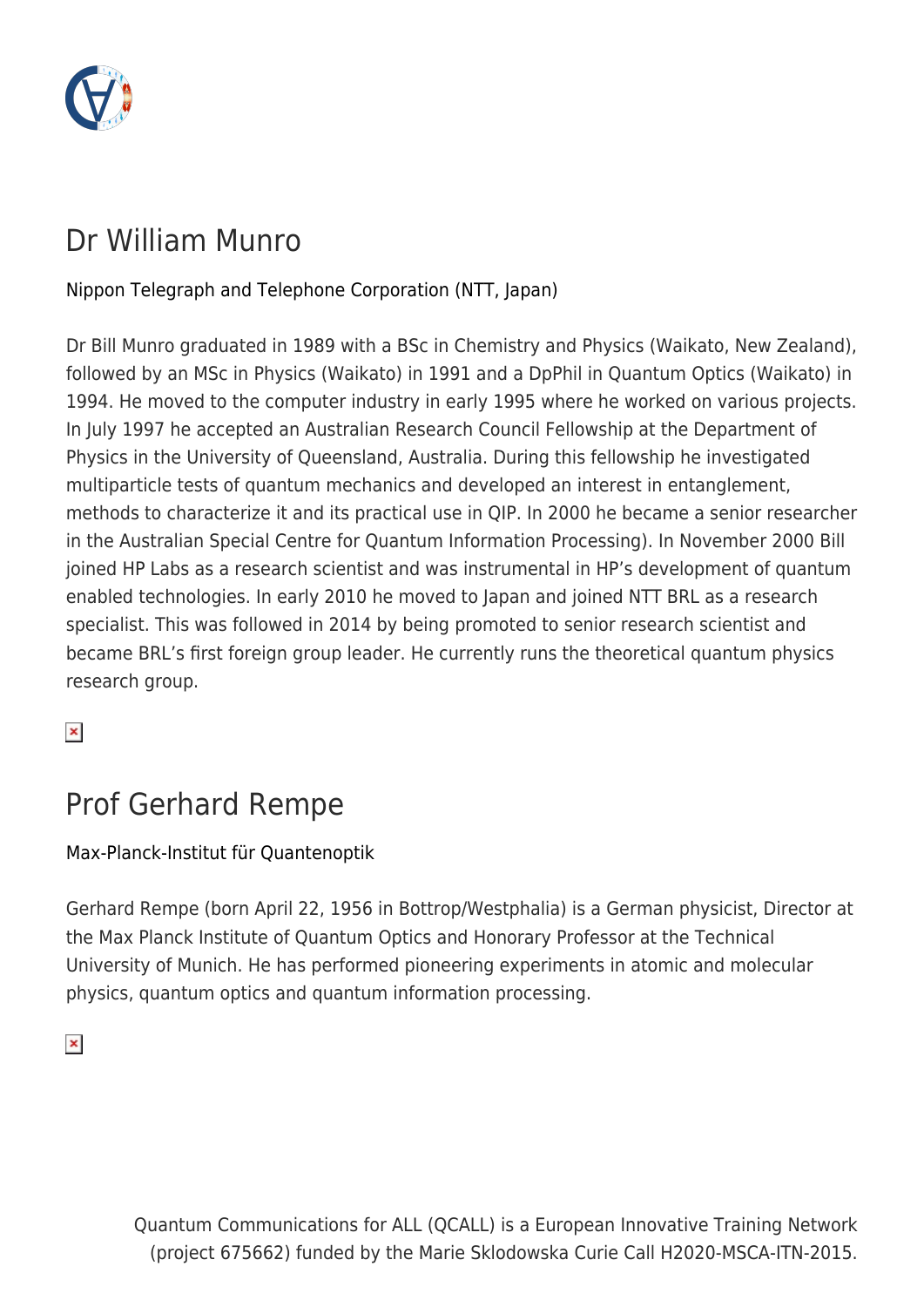## Dr William Munro

Nippon Telegraph and Telephone Corporation (NTT, Japan)

Dr Bill Munro graduated in 1989 with a BSc in Chemistry and Physics (Waikato, New Zealand), followed by an MSc in Physics (Waikato) in 1991 and a DpPhil in Quantum Optics (Waikato) in 1994. He moved to the computer industry in early 1995 where he worked on various projects. In July 1997 he accepted an Australian Research Council Fellowship at the Department of Physics in the University of Queensland, Australia. During this fellowship he investigated multiparticle tests of quantum mechanics and developed an interest in entanglement, methods to characterize it and its practical use in QIP. In 2000 he became a senior researcher in the Australian Special Centre for Quantum Information Processing). In November 2000 Bill joined HP Labs as a research scientist and was instrumental in HP's development of quantum enabled technologies. In early 2010 he moved to Japan and joined NTT BRL as a research specialist. This was followed in 2014 by being promoted to senior research scientist and became BRL's first foreign group leader. He currently runs the theoretical quantum physics research group.

## Prof Gerhard Rempe

Max-Planck-Institut für Quantenoptik

Gerhard Rempe (born April 22, 1956 in Bottrop/Westphalia) is a German physicist, Director at the Max Planck Institute of Quantum Optics and Honorary Professor at the Technical University of Munich. He has performed pioneering experiments in atomic and molecular physics, quantum optics and quantum information processing.

Quantum Communications for ALL (QCALL) is a European Innovative Training Network (project 675662) funded by the Marie Sklodowska Curie Call H2020-MSCA-ITN-2015.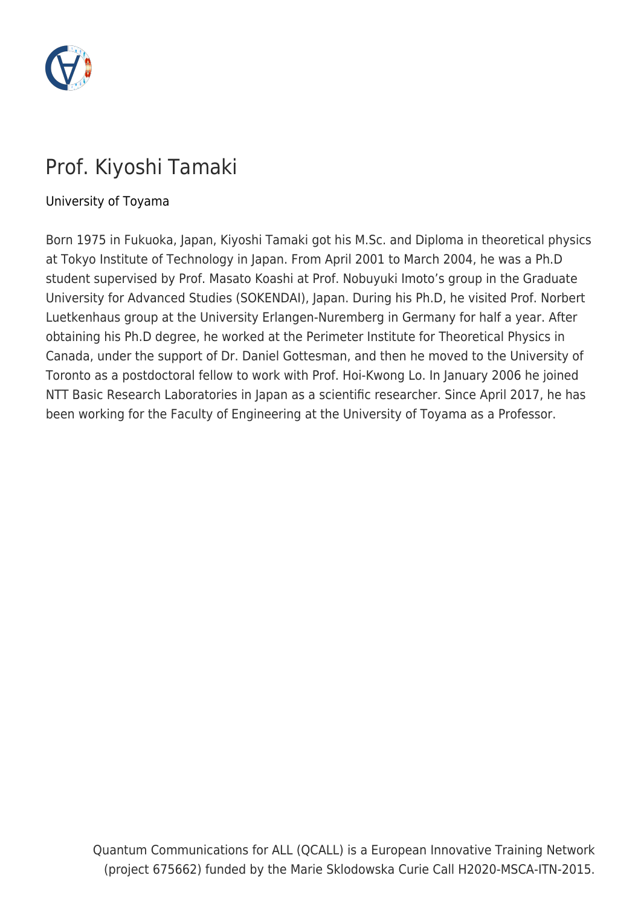# Prof. Kiyoshi Tamaki

University of Toyama

Born 1975 in Fukuoka, Japan, Kiyoshi Tamaki got his M.Sc. and Diploma in theoretical physics at Tokyo Institute of Technology in Japan. From April 2001 to March 2004, he was a Ph.D student supervised by Prof. Masato Koashi at Prof. Nobuyuki Imoto's group in the Graduate University for Advanced Studies (SOKENDAI), Japan. During his Ph.D, he visited Prof. Norbert Luetkenhaus group at the University Erlangen-Nuremberg in Germany for half a year. After obtaining his Ph.D degree, he worked at the Perimeter Institute for Theoretical Physics in Canada, under the support of Dr. Daniel Gottesman, and then he moved to the University of Toronto as a postdoctoral fellow to work with Prof. Hoi-Kwong Lo. In January 2006 he joined NTT Basic Research Laboratories in Japan as a scientific researcher. Since April 2017, he has been working for the Faculty of Engineering at the University of Toyama as a Professor.

Quantum Communications for ALL (QCALL) is a European Innovative Training Network (project 675662) funded by the Marie Sklodowska Curie Call H2020-MSCA-ITN-2015.